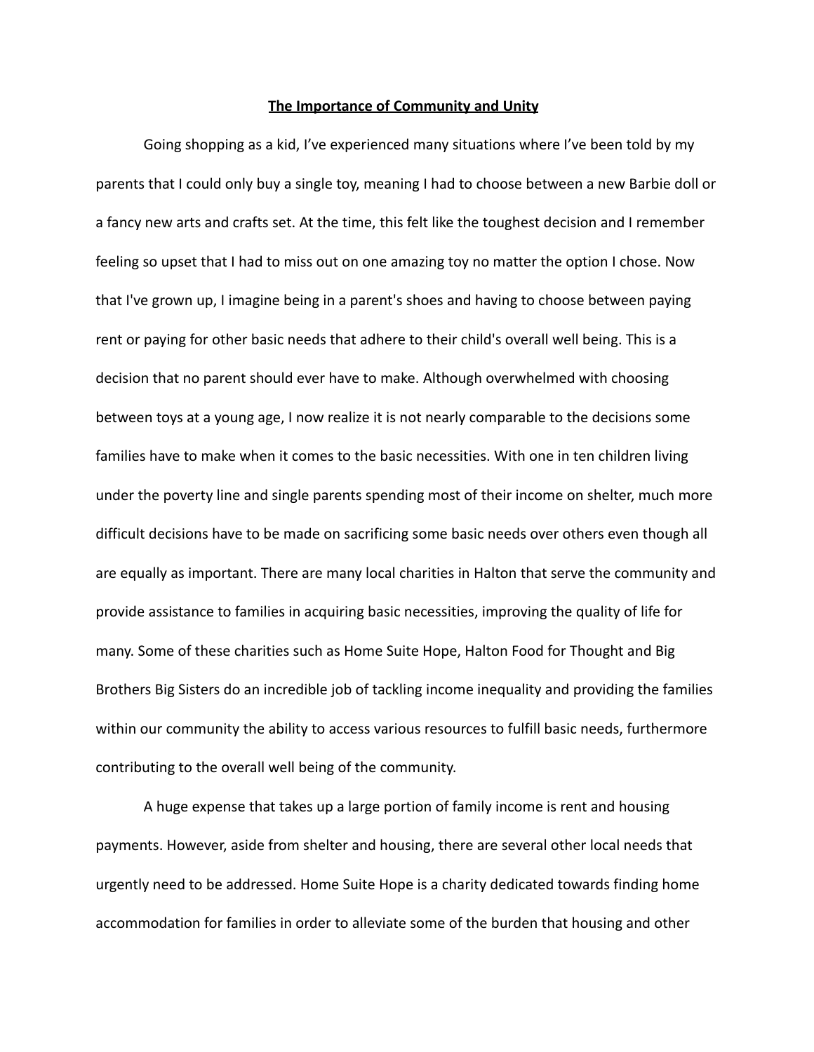# **The Importance of Community and Unity**

Going shopping as a kid, I've experienced many situations where I've been told by my parents that I could only buy a single toy, meaning I had to choose between a new Barbie doll or a fancy new arts and crafts set. At the time, this felt like the toughest decision and I remember feeling so upset that I had to miss out on one amazing toy no matter the option I chose. Now that I've grown up, I imagine being in a parent's shoes and having to choose between paying rent or paying for other basic needs that adhere to their child's overall well being. This is a decision that no parent should ever have to make. Although overwhelmed with choosing between toys at a young age, I now realize it is not nearly comparable to the decisions some families have to make when it comes to the basic necessities. With one in ten children living under the poverty line and single parents spending most of their income on shelter, much more difficult decisions have to be made on sacrificing some basic needs over others even though all are equally as important. There are many local charities in Halton that serve the community and provide assistance to families in acquiring basic necessities, improving the quality of life for many. Some of these charities such as Home Suite Hope, Halton Food for Thought and Big Brothers Big Sisters do an incredible job of tackling income inequality and providing the families within our community the ability to access various resources to fulfill basic needs, furthermore contributing to the overall well being of the community.

A huge expense that takes up a large portion of family income is rent and housing payments. However, aside from shelter and housing, there are several other local needs that urgently need to be addressed. Home Suite Hope is a charity dedicated towards finding home accommodation for families in order to alleviate some of the burden that housing and other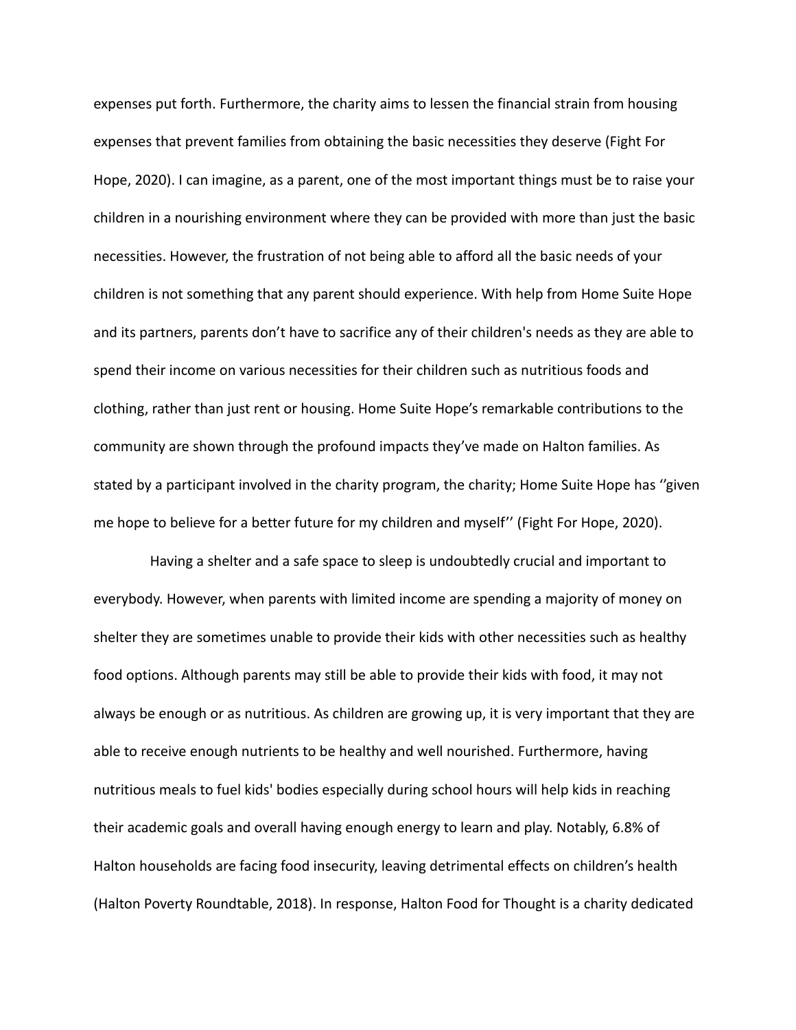expenses put forth. Furthermore, the charity aims to lessen the financial strain from housing expenses that prevent families from obtaining the basic necessities they deserve (Fight For Hope, 2020). I can imagine, as a parent, one of the most important things must be to raise your children in a nourishing environment where they can be provided with more than just the basic necessities. However, the frustration of not being able to afford all the basic needs of your children is not something that any parent should experience. With help from Home Suite Hope and its partners, parents don't have to sacrifice any of their children's needs as they are able to spend their income on various necessities for their children such as nutritious foods and clothing, rather than just rent or housing. Home Suite Hope's remarkable contributions to the community are shown through the profound impacts they've made on Halton families. As stated by a participant involved in the charity program, the charity; Home Suite Hope has ''given me hope to believe for a better future for my children and myself'' (Fight For Hope, 2020).

Having a shelter and a safe space to sleep is undoubtedly crucial and important to everybody. However, when parents with limited income are spending a majority of money on shelter they are sometimes unable to provide their kids with other necessities such as healthy food options. Although parents may still be able to provide their kids with food, it may not always be enough or as nutritious. As children are growing up, it is very important that they are able to receive enough nutrients to be healthy and well nourished. Furthermore, having nutritious meals to fuel kids' bodies especially during school hours will help kids in reaching their academic goals and overall having enough energy to learn and play. Notably, 6.8% of Halton households are facing food insecurity, leaving detrimental effects on children's health (Halton Poverty Roundtable, 2018). In response, Halton Food for Thought is a charity dedicated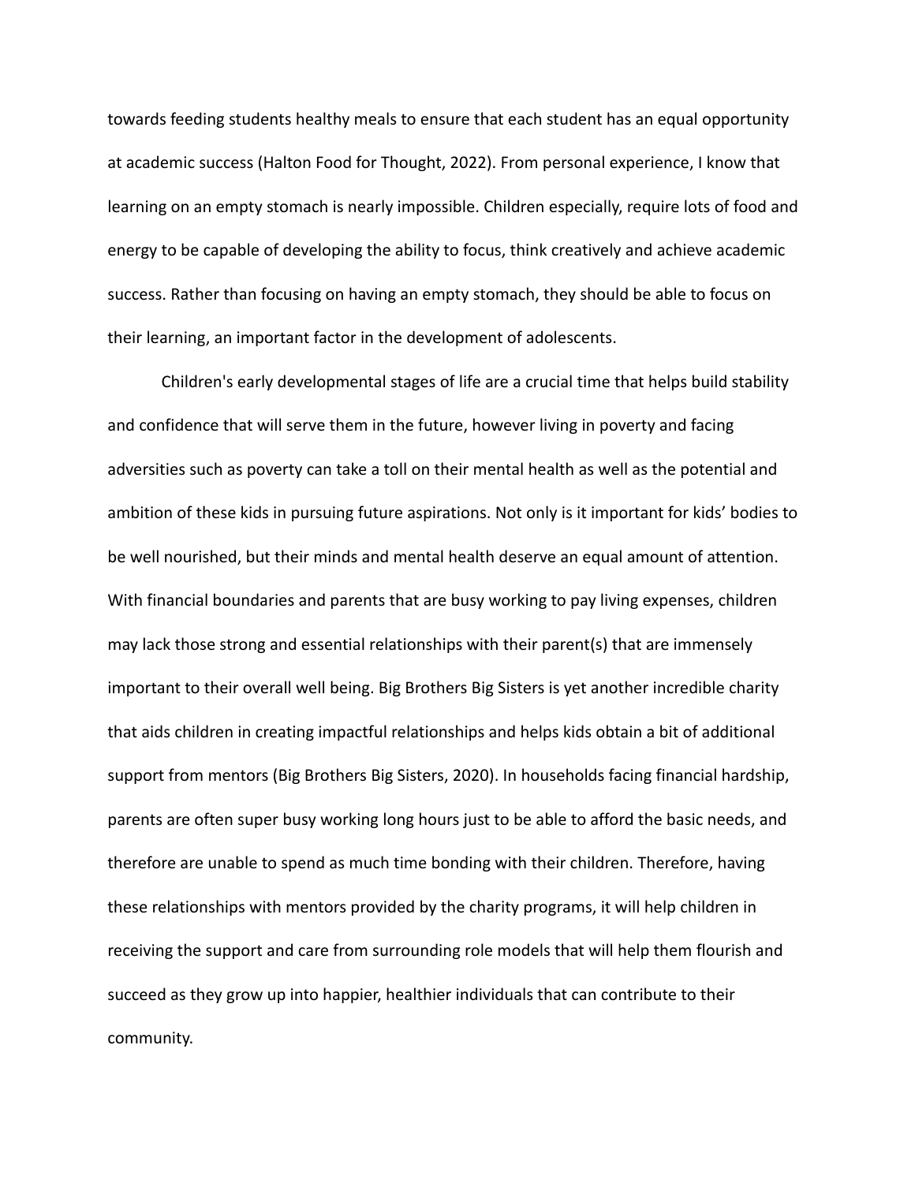towards feeding students healthy meals to ensure that each student has an equal opportunity at academic success (Halton Food for Thought, 2022). From personal experience, I know that learning on an empty stomach is nearly impossible. Children especially, require lots of food and energy to be capable of developing the ability to focus, think creatively and achieve academic success. Rather than focusing on having an empty stomach, they should be able to focus on their learning, an important factor in the development of adolescents.

Children's early developmental stages of life are a crucial time that helps build stability and confidence that will serve them in the future, however living in poverty and facing adversities such as poverty can take a toll on their mental health as well as the potential and ambition of these kids in pursuing future aspirations. Not only is it important for kids' bodies to be well nourished, but their minds and mental health deserve an equal amount of attention. With financial boundaries and parents that are busy working to pay living expenses, children may lack those strong and essential relationships with their parent(s) that are immensely important to their overall well being. Big Brothers Big Sisters is yet another incredible charity that aids children in creating impactful relationships and helps kids obtain a bit of additional support from mentors (Big Brothers Big Sisters, 2020). In households facing financial hardship, parents are often super busy working long hours just to be able to afford the basic needs, and therefore are unable to spend as much time bonding with their children. Therefore, having these relationships with mentors provided by the charity programs, it will help children in receiving the support and care from surrounding role models that will help them flourish and succeed as they grow up into happier, healthier individuals that can contribute to their community.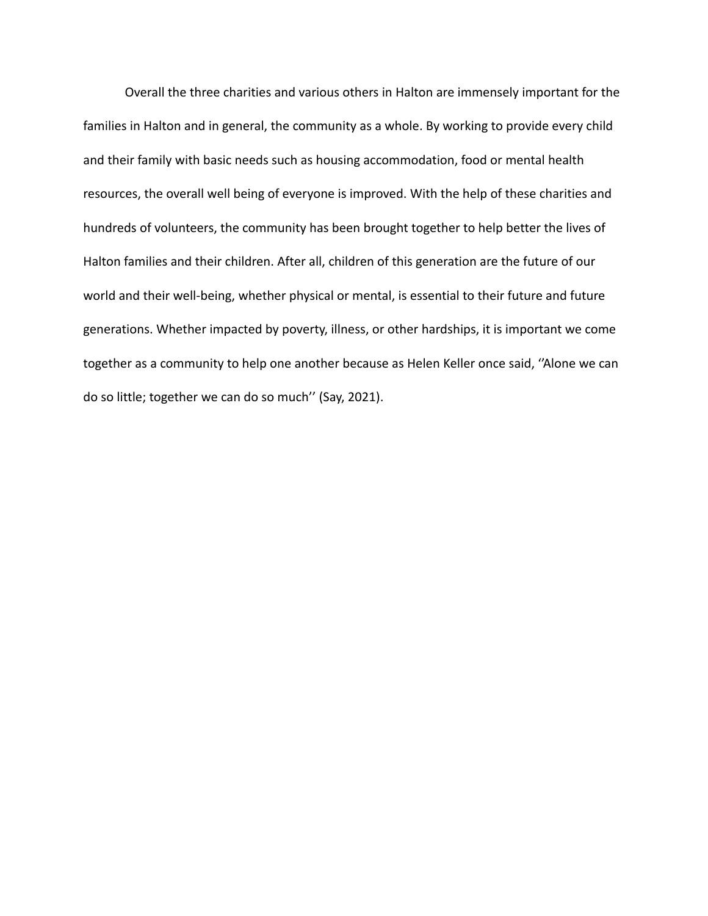Overall the three charities and various others in Halton are immensely important for the families in Halton and in general, the community as a whole. By working to provide every child and their family with basic needs such as housing accommodation, food or mental health resources, the overall well being of everyone is improved. With the help of these charities and hundreds of volunteers, the community has been brought together to help better the lives of Halton families and their children. After all, children of this generation are the future of our world and their well-being, whether physical or mental, is essential to their future and future generations. Whether impacted by poverty, illness, or other hardships, it is important we come together as a community to help one another because as Helen Keller once said, ‘’Alone we can do so little; together we can do so much’’ (Say, 2021).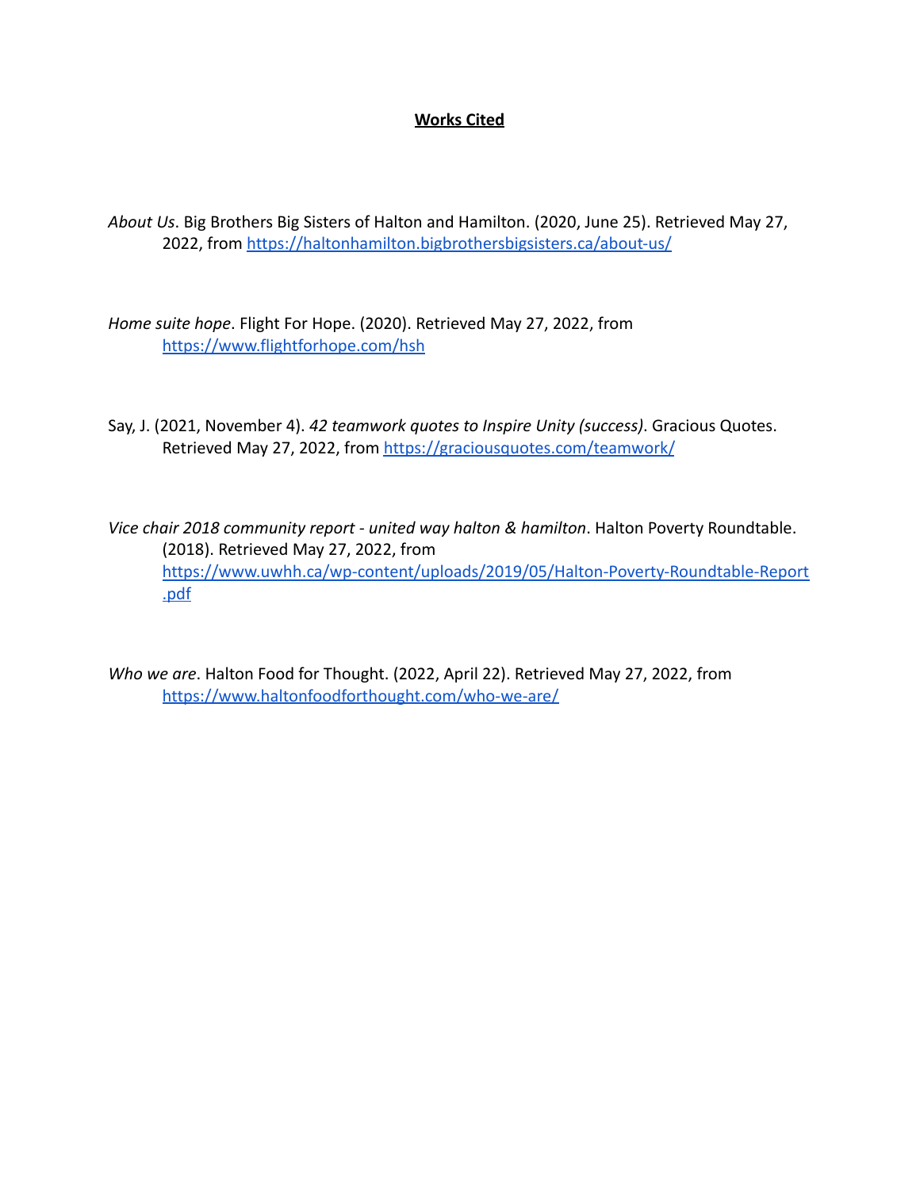**Works Cited**

*About Us*. Big Brothers Big Sisters of Halton and Hamilton. (2020, June 25). Retrieved May 27, 2022, from https://haltonhamilton.bigbrothersbigsisters.ca/about-us/

*Home suite hope*. Flight For Hope. (2020). Retrieved May 27, 2022, from https://www.flightforhope.com/hsh

Say, J. (2021, November 4). *42 teamwork quotes to Inspire Unity (success)*. Gracious Quotes. Retrieved May 27, 2022, from https://graciousquotes.com/teamwork/

*Vice chair 2018 community report - united way halton & hamilton*. Halton Poverty Roundtable. (2018). Retrieved May 27, 2022, from https://www.uwhh.ca/wp-content/uploads/2019/05/Halton-Poverty-Roundtable-Report.pdf

*Who we are*. Halton Food for Thought. (2022, April 22). Retrieved May 27, 2022, from https://www.haltonfoodforthought.com/who-we-are/